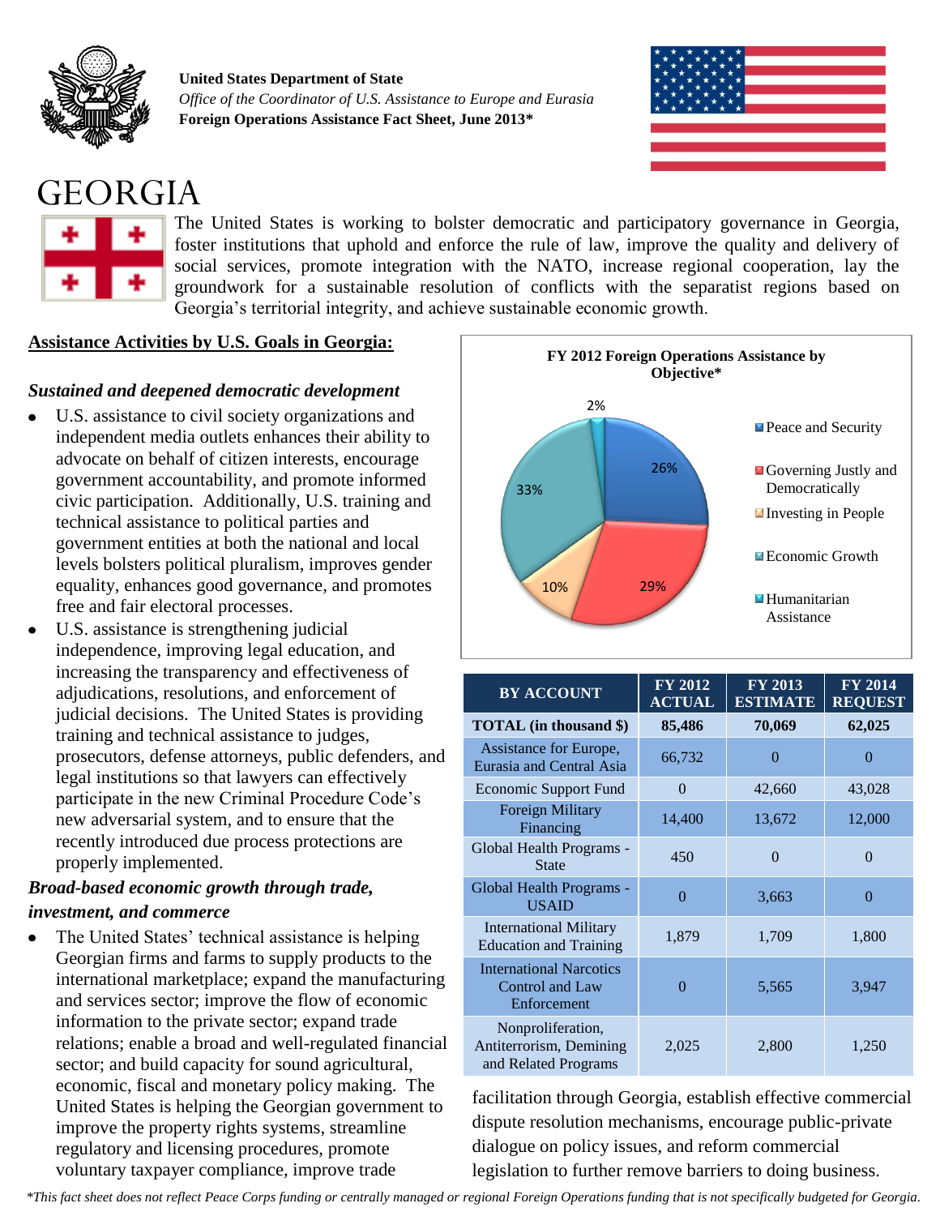**United States Department of State**
*Office of the Coordinator of U.S. Assistance to Europe and Eurasia*
**Foreign Operations Assistance Fact Sheet, June 2013***

# GEORGIA

The United States is working to bolster democratic and participatory governance in Georgia, foster institutions that uphold and enforce the rule of law, improve the quality and delivery of social services, promote integration with the NATO, increase regional cooperation, lay the groundwork for a sustainable resolution of conflicts with the separatist regions based on Georgia's territorial integrity, and achieve sustainable economic growth.

## Assistance Activities by U.S. Goals in Georgia:

### *Sustained and deepened democratic development*

- U.S. assistance to civil society organizations and independent media outlets enhances their ability to advocate on behalf of citizen interests, encourage government accountability, and promote informed civic participation. Additionally, U.S. training and technical assistance to political parties and government entities at both the national and local levels bolsters political pluralism, improves gender equality, enhances good governance, and promotes free and fair electoral processes.
- U.S. assistance is strengthening judicial independence, improving legal education, and increasing the transparency and effectiveness of adjudications, resolutions, and enforcement of judicial decisions. The United States is providing training and technical assistance to judges, prosecutors, defense attorneys, public defenders, and legal institutions so that lawyers can effectively participate in the new Criminal Procedure Code's new adversarial system, and to ensure that the recently introduced due process protections are properly implemented.

### *Broad-based economic growth through trade, investment, and commerce*

- The United States' technical assistance is helping Georgian firms and farms to supply products to the international marketplace; expand the manufacturing and services sector; improve the flow of economic information to the private sector; expand trade relations; enable a broad and well-regulated financial sector; and build capacity for sound agricultural, economic, fiscal and monetary policy making. The United States is helping the Georgian government to improve the property rights systems, streamline regulatory and licensing procedures, promote voluntary taxpayer compliance, improve trade facilitation through Georgia, establish effective commercial dispute resolution mechanisms, encourage public-private dialogue on policy issues, and reform commercial legislation to further remove barriers to doing business.

**FY 2012 Foreign Operations Assistance by Objective***

| Objective | Share |
|---|---|
| Peace and Security | 26% |
| Governing Justly and Democratically | 29% |
| Investing in People | 10% |
| Economic Growth | 33% |
| Humanitarian Assistance | 2% |

| BY ACCOUNT | FY 2012 ACTUAL | FY 2013 ESTIMATE | FY 2014 REQUEST |
|---|---|---|---|
| **TOTAL (in thousand $)** | **85,486** | **70,069** | **62,025** |
| Assistance for Europe, Eurasia and Central Asia | 66,732 | 0 | 0 |
| Economic Support Fund | 0 | 42,660 | 43,028 |
| Foreign Military Financing | 14,400 | 13,672 | 12,000 |
| Global Health Programs - State | 450 | 0 | 0 |
| Global Health Programs - USAID | 0 | 3,663 | 0 |
| International Military Education and Training | 1,879 | 1,709 | 1,800 |
| International Narcotics Control and Law Enforcement | 0 | 5,565 | 3,947 |
| Nonproliferation, Antiterrorism, Demining and Related Programs | 2,025 | 2,800 | 1,250 |

**This fact sheet does not reflect Peace Corps funding or centrally managed or regional Foreign Operations funding that is not specifically budgeted for Georgia.*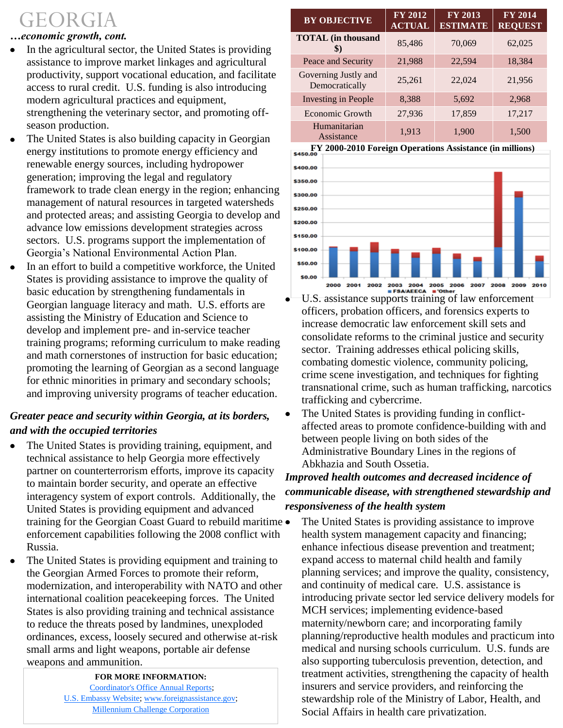# GEORGIA

***…economic growth, cont.***

- In the agricultural sector, the United States is providing assistance to improve market linkages and agricultural productivity, support vocational education, and facilitate access to rural credit. U.S. funding is also introducing modern agricultural practices and equipment, strengthening the veterinary sector, and promoting off-season production.
- The United States is also building capacity in Georgian energy institutions to promote energy efficiency and renewable energy sources, including hydropower generation; improving the legal and regulatory framework to trade clean energy in the region; enhancing management of natural resources in targeted watersheds and protected areas; and assisting Georgia to develop and advance low emissions development strategies across sectors. U.S. programs support the implementation of Georgia's National Environmental Action Plan.
- In an effort to build a competitive workforce, the United States is providing assistance to improve the quality of basic education by strengthening fundamentals in Georgian language literacy and math. U.S. efforts are assisting the Ministry of Education and Science to develop and implement pre- and in-service teacher training programs; reforming curriculum to make reading and math cornerstones of instruction for basic education; promoting the learning of Georgian as a second language for ethnic minorities in primary and secondary schools; and improving university programs of teacher education.

***Greater peace and security within Georgia, at its borders, and with the occupied territories***

- The United States is providing training, equipment, and technical assistance to help Georgia more effectively partner on counterterrorism efforts, improve its capacity to maintain border security, and operate an effective interagency system of export controls. Additionally, the United States is providing equipment and advanced training for the Georgian Coast Guard to rebuild maritime enforcement capabilities following the 2008 conflict with Russia.
- The United States is providing equipment and training to the Georgian Armed Forces to promote their reform, modernization, and interoperability with NATO and other international coalition peacekeeping forces. The United States is also providing training and technical assistance to reduce the threats posed by landmines, unexploded ordinances, excess, loosely secured and otherwise at-risk small arms and light weapons, portable air defense weapons and ammunition.

**FOR MORE INFORMATION:**
Coordinator's Office Annual Reports;
U.S. Embassy Website; www.foreignassistance.gov;
Millennium Challenge Corporation

| BY OBJECTIVE | FY 2012 ACTUAL | FY 2013 ESTIMATE | FY 2014 REQUEST |
|---|---|---|---|
| **TOTAL (in thousand $)** | 85,486 | 70,069 | 62,025 |
| Peace and Security | 21,988 | 22,594 | 18,384 |
| Governing Justly and Democratically | 25,261 | 22,024 | 21,956 |
| Investing in People | 8,388 | 5,692 | 2,968 |
| Economic Growth | 27,936 | 17,859 | 17,217 |
| Humanitarian Assistance | 1,913 | 1,900 | 1,500 |

**FY 2000-2010 Foreign Operations Assistance (in millions)**

$450.00
$400.00
$350.00
$300.00
$250.00
$200.00
$150.00
$100.00
$50.00
$0.00

2000 2001 2002 2003 2004 2005 2006 2007 2008 2009 2010

FSA/AEECA 'Other

- U.S. assistance supports training of law enforcement officers, probation officers, and forensics experts to increase democratic law enforcement skill sets and consolidate reforms to the criminal justice and security sector. Training addresses ethical policing skills, combating domestic violence, community policing, crime scene investigation, and techniques for fighting transnational crime, such as human trafficking, narcotics trafficking and cybercrime.
- The United States is providing funding in conflict-affected areas to promote confidence-building with and between people living on both sides of the Administrative Boundary Lines in the regions of Abkhazia and South Ossetia.

***Improved health outcomes and decreased incidence of communicable disease, with strengthened stewardship and responsiveness of the health system***

- The United States is providing assistance to improve health system management capacity and financing; enhance infectious disease prevention and treatment; expand access to maternal child health and family planning services; and improve the quality, consistency, and continuity of medical care. U.S. assistance is introducing private sector led service delivery models for MCH services; implementing evidence-based maternity/newborn care; and incorporating family planning/reproductive health modules and practicum into medical and nursing schools curriculum. U.S. funds are also supporting tuberculosis prevention, detection, and treatment activities, strengthening the capacity of health insurers and service providers, and reinforcing the stewardship role of the Ministry of Labor, Health, and Social Affairs in health care privatization.